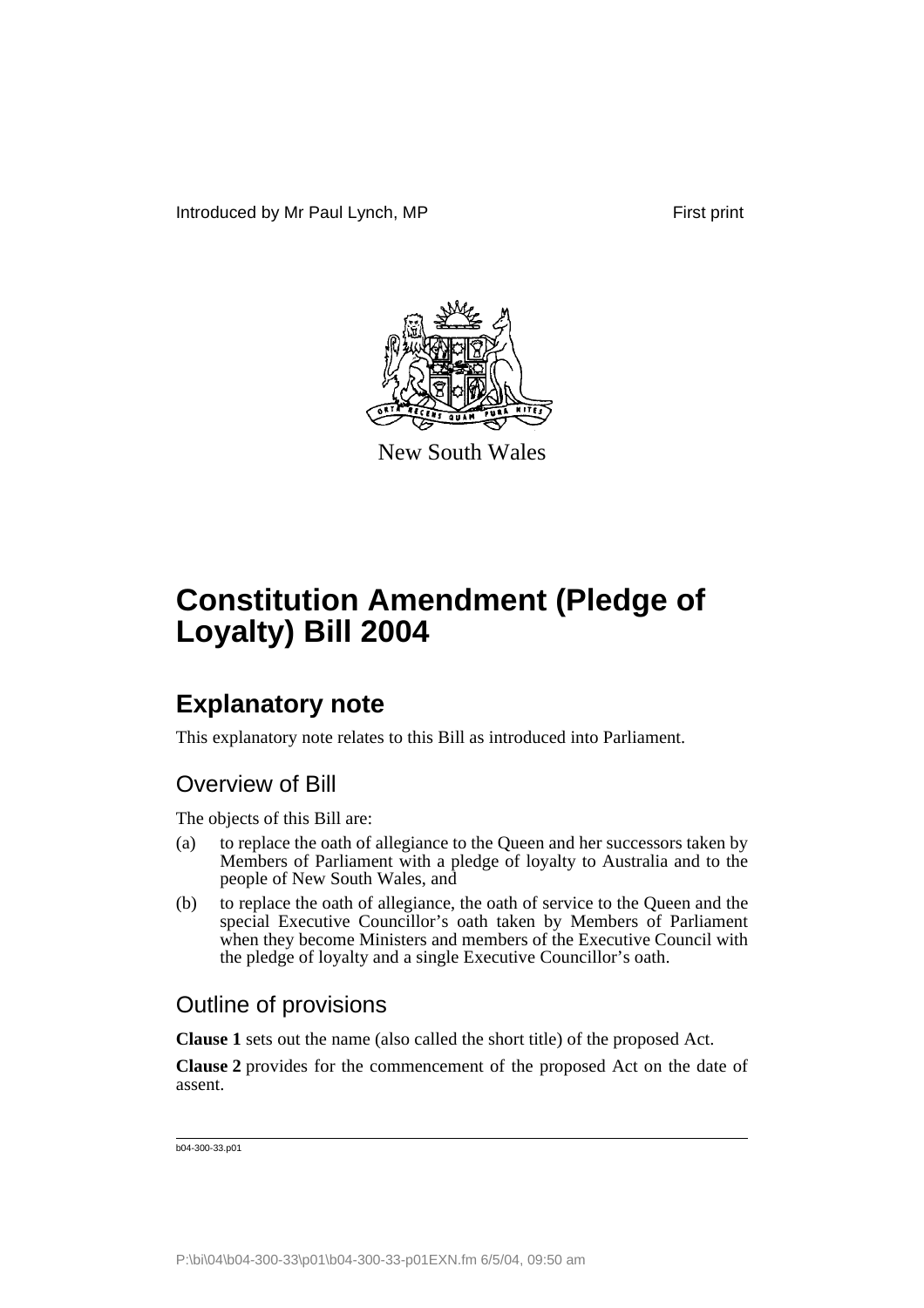Introduced by Mr Paul Lynch, MP First print

New South Wales

# Constitution Amendment (Pledge of Loyalty) Bill 2004

## Explanatory note

This explanatory note relates to this Bill as introduced into Parliament.

### Overview of Bill

The objects of this Bill are:

(a) to replace the oath of allegiance to the Queen and her successors taken by Members of Parliament with a pledge of loyalty to Australia and to the people of New South Wales, and

(b) to replace the oath of allegiance, the oath of service to the Queen and the special Executive Councillor's oath taken by Members of Parliament when they become Ministers and members of the Executive Council with the pledge of loyalty and a single Executive Councillor's oath.

### Outline of provisions

**Clause 1** sets out the name (also called the short title) of the proposed Act.

**Clause 2** provides for the commencement of the proposed Act on the date of assent.

b04-300-33.p01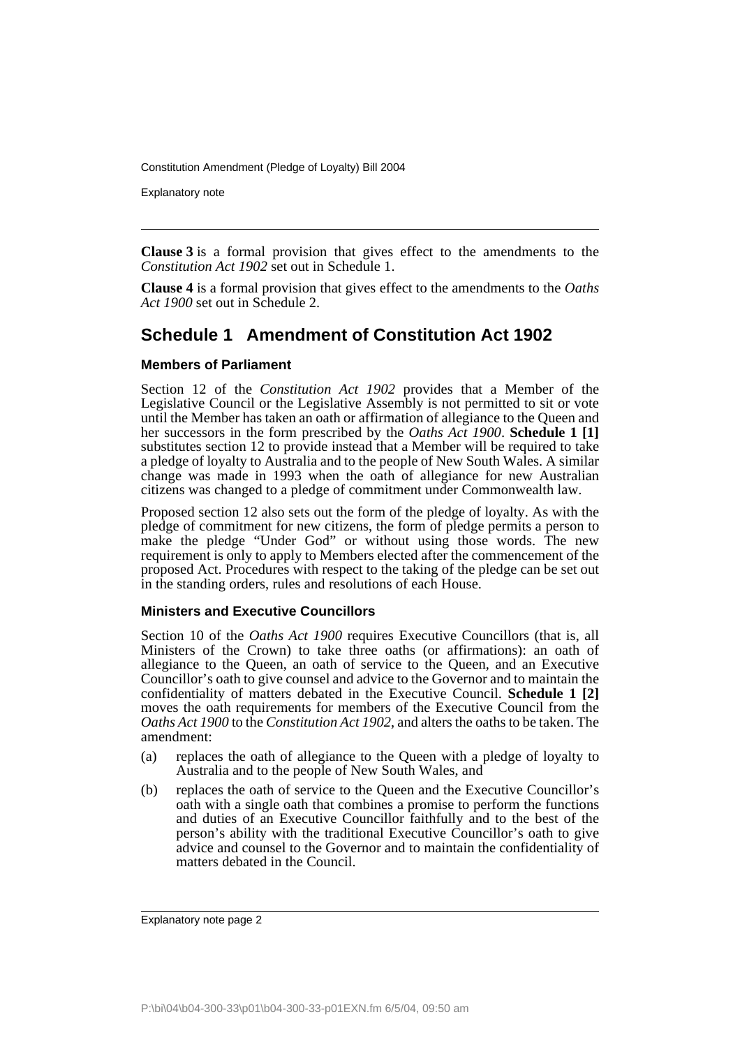**Clause 3** is a formal provision that gives effect to the amendments to the *Constitution Act 1902* set out in Schedule 1.

**Clause 4** is a formal provision that gives effect to the amendments to the *Oaths Act 1900* set out in Schedule 2.

## Schedule 1 Amendment of Constitution Act 1902

### Members of Parliament

Section 12 of the *Constitution Act 1902* provides that a Member of the Legislative Council or the Legislative Assembly is not permitted to sit or vote until the Member has taken an oath or affirmation of allegiance to the Queen and her successors in the form prescribed by the *Oaths Act 1900*. **Schedule 1 [1]** substitutes section 12 to provide instead that a Member will be required to take a pledge of loyalty to Australia and to the people of New South Wales. A similar change was made in 1993 when the oath of allegiance for new Australian citizens was changed to a pledge of commitment under Commonwealth law.

Proposed section 12 also sets out the form of the pledge of loyalty. As with the pledge of commitment for new citizens, the form of pledge permits a person to make the pledge "Under God" or without using those words. The new requirement is only to apply to Members elected after the commencement of the proposed Act. Procedures with respect to the taking of the pledge can be set out in the standing orders, rules and resolutions of each House.

### Ministers and Executive Councillors

Section 10 of the *Oaths Act 1900* requires Executive Councillors (that is, all Ministers of the Crown) to take three oaths (or affirmations): an oath of allegiance to the Queen, an oath of service to the Queen, and an Executive Councillor's oath to give counsel and advice to the Governor and to maintain the confidentiality of matters debated in the Executive Council. **Schedule 1 [2]** moves the oath requirements for members of the Executive Council from the *Oaths Act 1900* to the *Constitution Act 1902*, and alters the oaths to be taken. The amendment:

(a) replaces the oath of allegiance to the Queen with a pledge of loyalty to Australia and to the people of New South Wales, and

(b) replaces the oath of service to the Queen and the Executive Councillor's oath with a single oath that combines a promise to perform the functions and duties of an Executive Councillor faithfully and to the best of the person's ability with the traditional Executive Councillor's oath to give advice and counsel to the Governor and to maintain the confidentiality of matters debated in the Council.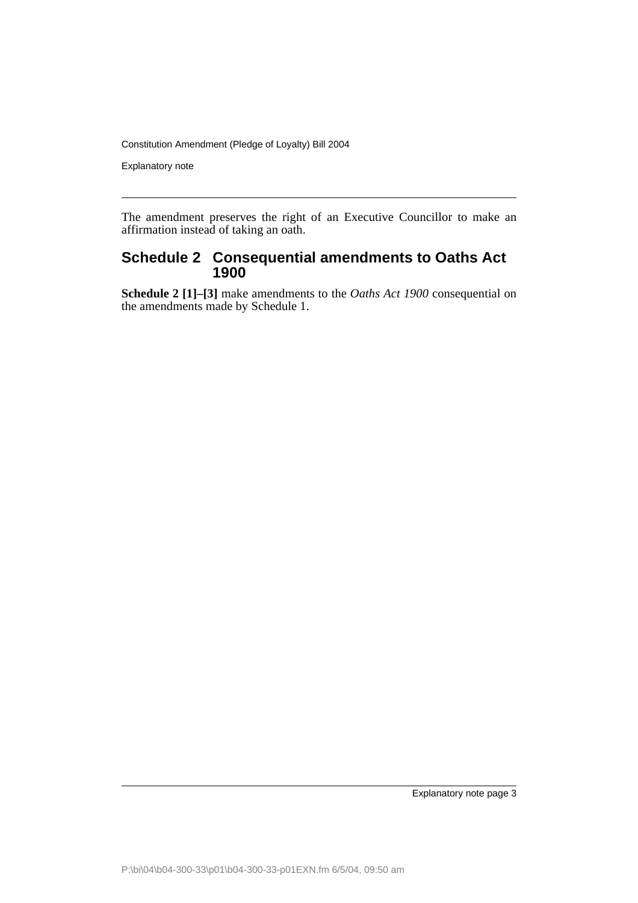The amendment preserves the right of an Executive Councillor to make an affirmation instead of taking an oath.

## Schedule 2 Consequential amendments to Oaths Act 1900

**Schedule 2 [1]–[3]** make amendments to the *Oaths Act 1900* consequential on the amendments made by Schedule 1.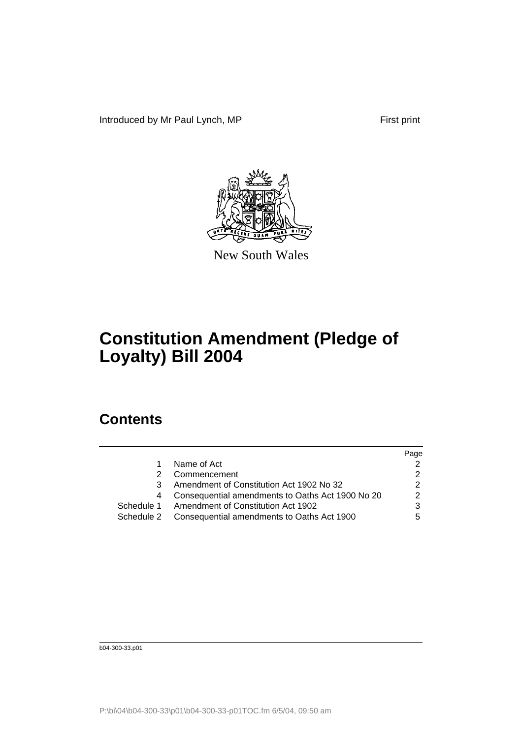Introduced by Mr Paul Lynch, MP

First print

New South Wales

# Constitution Amendment (Pledge of Loyalty) Bill 2004

## Contents

| | | Page |
|---|---|---|
| 1 | Name of Act | 2 |
| 2 | Commencement | 2 |
| 3 | Amendment of Constitution Act 1902 No 32 | 2 |
| 4 | Consequential amendments to Oaths Act 1900 No 20 | 2 |
| Schedule 1 | Amendment of Constitution Act 1902 | 3 |
| Schedule 2 | Consequential amendments to Oaths Act 1900 | 5 |

b04-300-33.p01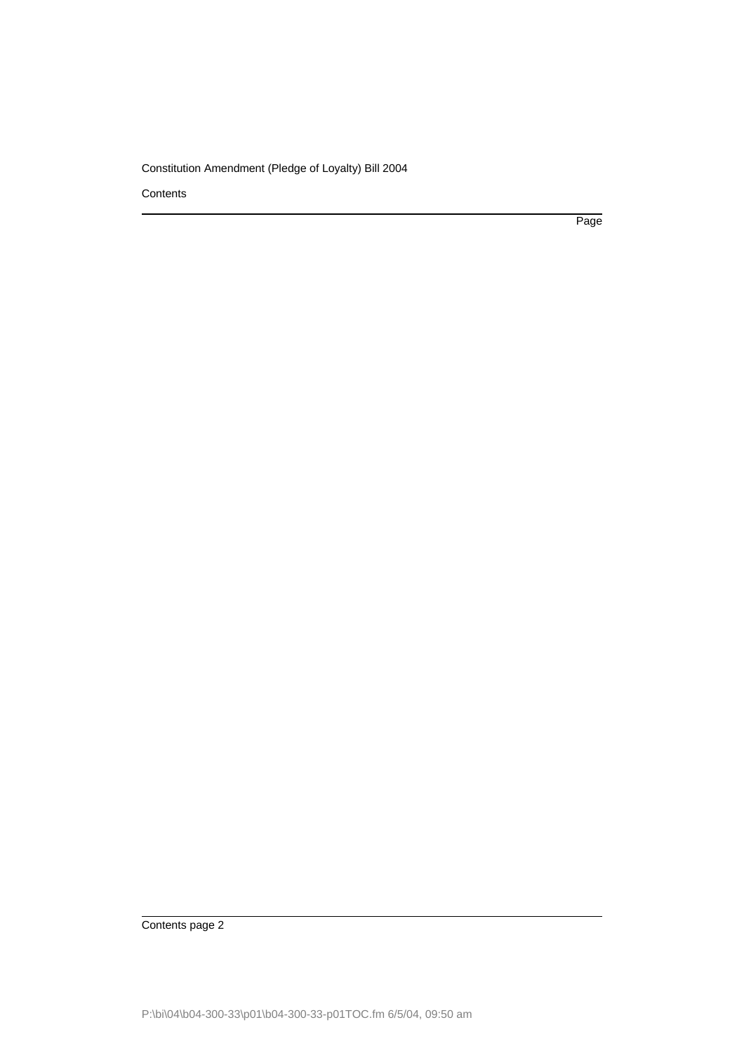Contents

Page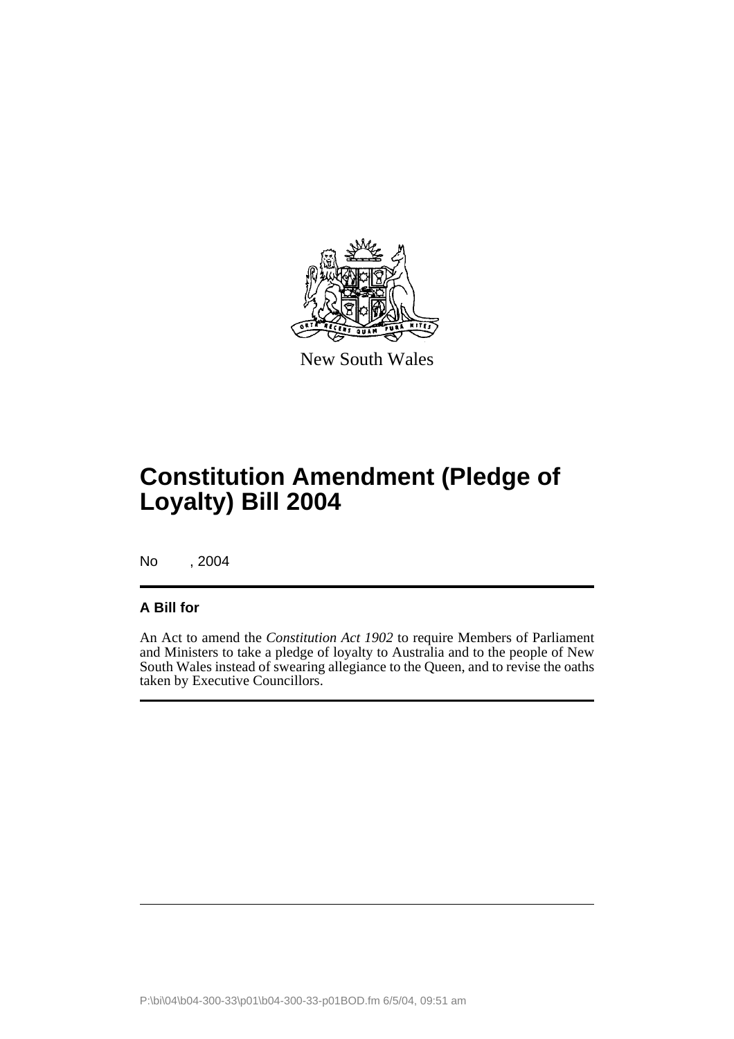New South Wales

# Constitution Amendment (Pledge of Loyalty) Bill 2004

No , 2004

**A Bill for**

An Act to amend the *Constitution Act 1902* to require Members of Parliament and Ministers to take a pledge of loyalty to Australia and to the people of New South Wales instead of swearing allegiance to the Queen, and to revise the oaths taken by Executive Councillors.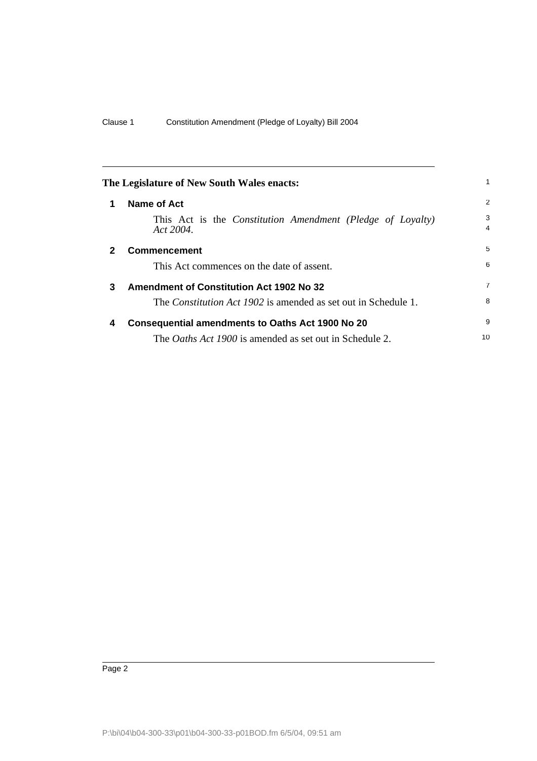The Legislature of New South Wales enacts:

## 1 Name of Act

This Act is the *Constitution Amendment (Pledge of Loyalty) Act 2004*.

## 2 Commencement

This Act commences on the date of assent.

## 3 Amendment of Constitution Act 1902 No 32

The *Constitution Act 1902* is amended as set out in Schedule 1.

## 4 Consequential amendments to Oaths Act 1900 No 20

The *Oaths Act 1900* is amended as set out in Schedule 2.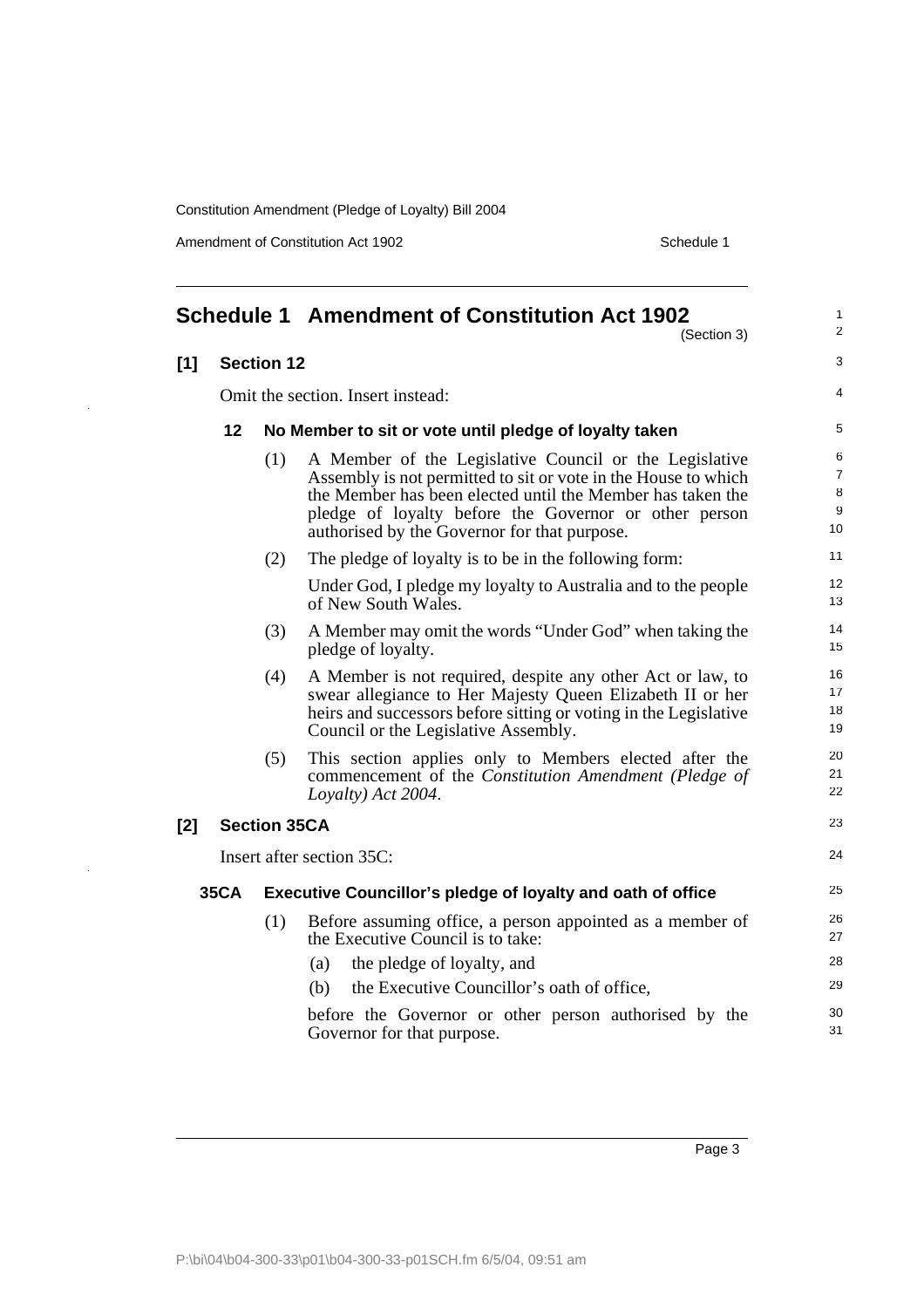# Schedule 1 Amendment of Constitution Act 1902

(Section 3)

## [1] Section 12

Omit the section. Insert instead:

### 12 No Member to sit or vote until pledge of loyalty taken

(1) A Member of the Legislative Council or the Legislative Assembly is not permitted to sit or vote in the House to which the Member has been elected until the Member has taken the pledge of loyalty before the Governor or other person authorised by the Governor for that purpose.

(2) The pledge of loyalty is to be in the following form:

Under God, I pledge my loyalty to Australia and to the people of New South Wales.

(3) A Member may omit the words "Under God" when taking the pledge of loyalty.

(4) A Member is not required, despite any other Act or law, to swear allegiance to Her Majesty Queen Elizabeth II or her heirs and successors before sitting or voting in the Legislative Council or the Legislative Assembly.

(5) This section applies only to Members elected after the commencement of the *Constitution Amendment (Pledge of Loyalty) Act 2004*.

## [2] Section 35CA

Insert after section 35C:

### 35CA Executive Councillor's pledge of loyalty and oath of office

(1) Before assuming office, a person appointed as a member of the Executive Council is to take:

(a) the pledge of loyalty, and

(b) the Executive Councillor's oath of office,

before the Governor or other person authorised by the Governor for that purpose.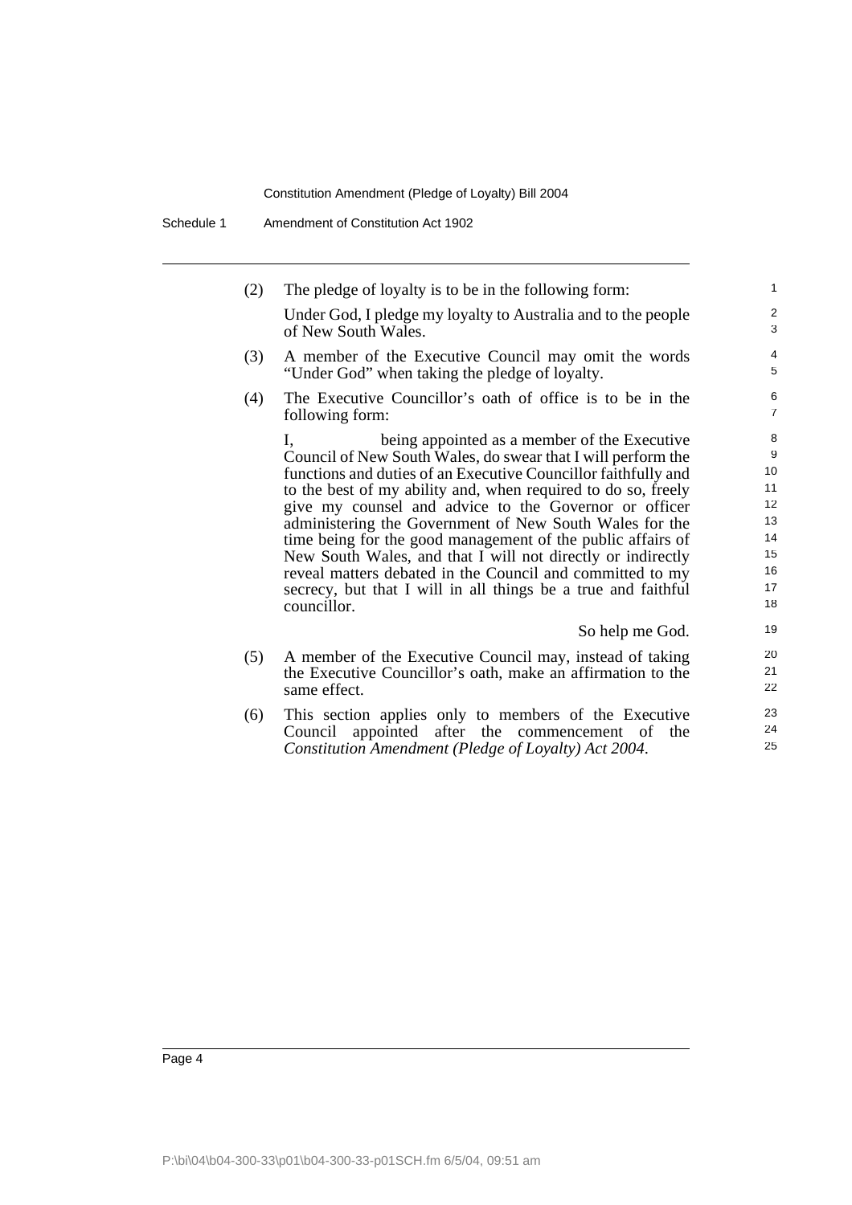(2) The pledge of loyalty is to be in the following form:

Under God, I pledge my loyalty to Australia and to the people of New South Wales.

(3) A member of the Executive Council may omit the words "Under God" when taking the pledge of loyalty.

(4) The Executive Councillor's oath of office is to be in the following form:

I, being appointed as a member of the Executive Council of New South Wales, do swear that I will perform the functions and duties of an Executive Councillor faithfully and to the best of my ability and, when required to do so, freely give my counsel and advice to the Governor or officer administering the Government of New South Wales for the time being for the good management of the public affairs of New South Wales, and that I will not directly or indirectly reveal matters debated in the Council and committed to my secrecy, but that I will in all things be a true and faithful councillor.

So help me God.

(5) A member of the Executive Council may, instead of taking the Executive Councillor's oath, make an affirmation to the same effect.

(6) This section applies only to members of the Executive Council appointed after the commencement of the *Constitution Amendment (Pledge of Loyalty) Act 2004*.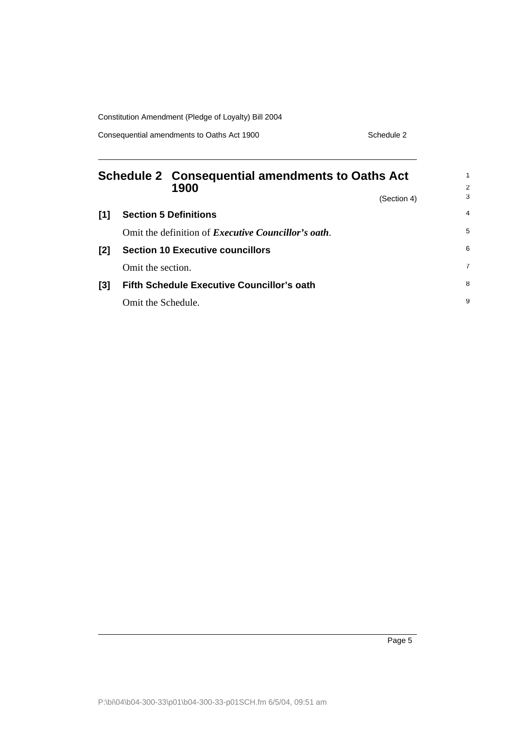## Schedule 2 Consequential amendments to Oaths Act 1900

(Section 4)

**[1] Section 5 Definitions**

Omit the definition of ***Executive Councillor's oath***.

**[2] Section 10 Executive councillors**

Omit the section.

**[3] Fifth Schedule Executive Councillor's oath**

Omit the Schedule.